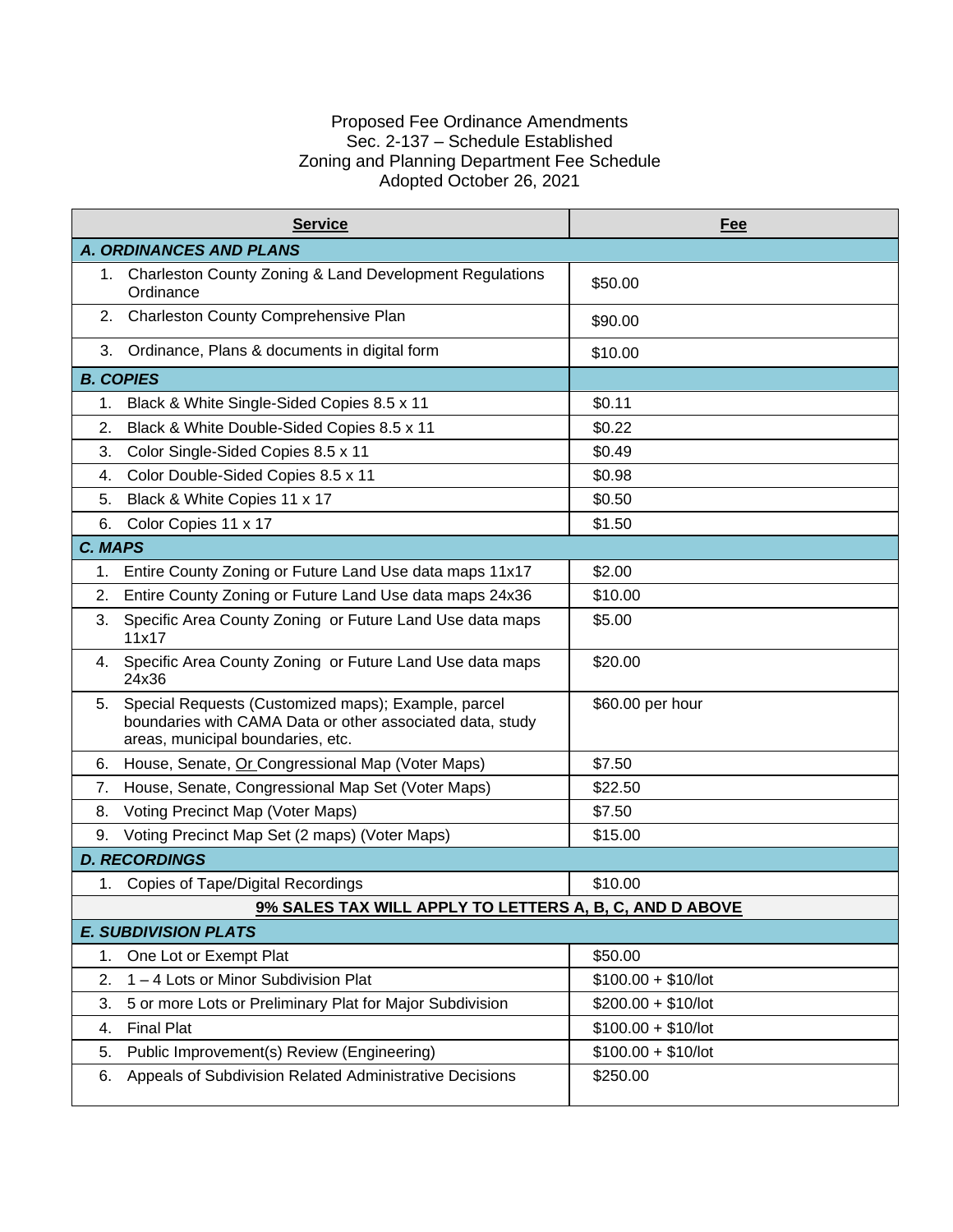Proposed Fee Ordinance Amendments
Sec. 2-137 – Schedule Established
Zoning and Planning Department Fee Schedule
Adopted October 26, 2021

| **Service** | **Fee** |
|---|---|
| ***A. ORDINANCES AND PLANS*** | |
| 1. Charleston County Zoning & Land Development Regulations Ordinance | $50.00 |
| 2. Charleston County Comprehensive Plan | $90.00 |
| 3. Ordinance, Plans & documents in digital form | $10.00 |
| ***B. COPIES*** | |
| 1. Black & White Single-Sided Copies 8.5 x 11 | $0.11 |
| 2. Black & White Double-Sided Copies 8.5 x 11 | $0.22 |
| 3. Color Single-Sided Copies 8.5 x 11 | $0.49 |
| 4. Color Double-Sided Copies 8.5 x 11 | $0.98 |
| 5. Black & White Copies 11 x 17 | $0.50 |
| 6. Color Copies 11 x 17 | $1.50 |
| ***C. MAPS*** | |
| 1. Entire County Zoning or Future Land Use data maps 11x17 | $2.00 |
| 2. Entire County Zoning or Future Land Use data maps 24x36 | $10.00 |
| 3. Specific Area County Zoning or Future Land Use data maps 11x17 | $5.00 |
| 4. Specific Area County Zoning or Future Land Use data maps 24x36 | $20.00 |
| 5. Special Requests (Customized maps); Example, parcel boundaries with CAMA Data or other associated data, study areas, municipal boundaries, etc. | $60.00 per hour |
| 6. House, Senate, Or Congressional Map (Voter Maps) | $7.50 |
| 7. House, Senate, Congressional Map Set (Voter Maps) | $22.50 |
| 8. Voting Precinct Map (Voter Maps) | $7.50 |
| 9. Voting Precinct Map Set (2 maps) (Voter Maps) | $15.00 |
| ***D. RECORDINGS*** | |
| 1. Copies of Tape/Digital Recordings | $10.00 |
| **9% SALES TAX WILL APPLY TO LETTERS A, B, C, AND D ABOVE** | |
| ***E. SUBDIVISION PLATS*** | |
| 1. One Lot or Exempt Plat | $50.00 |
| 2. 1 – 4 Lots or Minor Subdivision Plat | $100.00 + $10/lot |
| 3. 5 or more Lots or Preliminary Plat for Major Subdivision | $200.00 + $10/lot |
| 4. Final Plat | $100.00 + $10/lot |
| 5. Public Improvement(s) Review (Engineering) | $100.00 + $10/lot |
| 6. Appeals of Subdivision Related Administrative Decisions | $250.00 |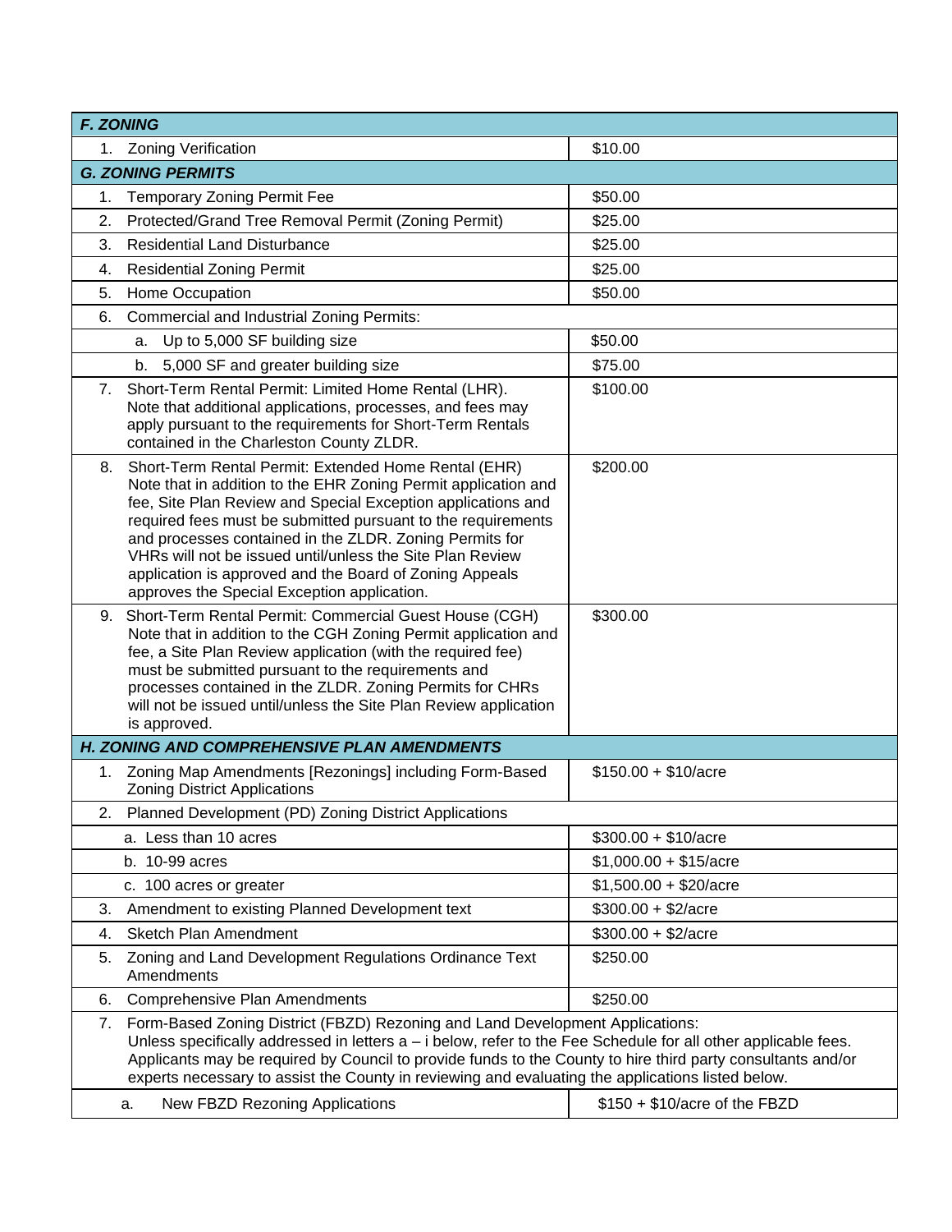| F. ZONING | |
|---|---|
| 1. Zoning Verification | $10.00 |
| **G. ZONING PERMITS** | |
| 1. Temporary Zoning Permit Fee | $50.00 |
| 2. Protected/Grand Tree Removal Permit (Zoning Permit) | $25.00 |
| 3. Residential Land Disturbance | $25.00 |
| 4. Residential Zoning Permit | $25.00 |
| 5. Home Occupation | $50.00 |
| 6. Commercial and Industrial Zoning Permits: | |
| a. Up to 5,000 SF building size | $50.00 |
| b. 5,000 SF and greater building size | $75.00 |
| 7. Short-Term Rental Permit: Limited Home Rental (LHR). Note that additional applications, processes, and fees may apply pursuant to the requirements for Short-Term Rentals contained in the Charleston County ZLDR. | $100.00 |
| 8. Short-Term Rental Permit: Extended Home Rental (EHR) Note that in addition to the EHR Zoning Permit application and fee, Site Plan Review and Special Exception applications and required fees must be submitted pursuant to the requirements and processes contained in the ZLDR. Zoning Permits for VHRs will not be issued until/unless the Site Plan Review application is approved and the Board of Zoning Appeals approves the Special Exception application. | $200.00 |
| 9. Short-Term Rental Permit: Commercial Guest House (CGH) Note that in addition to the CGH Zoning Permit application and fee, a Site Plan Review application (with the required fee) must be submitted pursuant to the requirements and processes contained in the ZLDR. Zoning Permits for CHRs will not be issued until/unless the Site Plan Review application is approved. | $300.00 |
| **H. ZONING AND COMPREHENSIVE PLAN AMENDMENTS** | |
| 1. Zoning Map Amendments [Rezonings] including Form-Based Zoning District Applications | $150.00 + $10/acre |
| 2. Planned Development (PD) Zoning District Applications | |
| a. Less than 10 acres | $300.00 + $10/acre |
| b. 10-99 acres | $1,000.00 + $15/acre |
| c. 100 acres or greater | $1,500.00 + $20/acre |
| 3. Amendment to existing Planned Development text | $300.00 + $2/acre |
| 4. Sketch Plan Amendment | $300.00 + $2/acre |
| 5. Zoning and Land Development Regulations Ordinance Text Amendments | $250.00 |
| 6. Comprehensive Plan Amendments | $250.00 |
| 7. Form-Based Zoning District (FBZD) Rezoning and Land Development Applications: Unless specifically addressed in letters a – i below, refer to the Fee Schedule for all other applicable fees. Applicants may be required by Council to provide funds to the County to hire third party consultants and/or experts necessary to assist the County in reviewing and evaluating the applications listed below. | |
| a. New FBZD Rezoning Applications | $150 + $10/acre of the FBZD |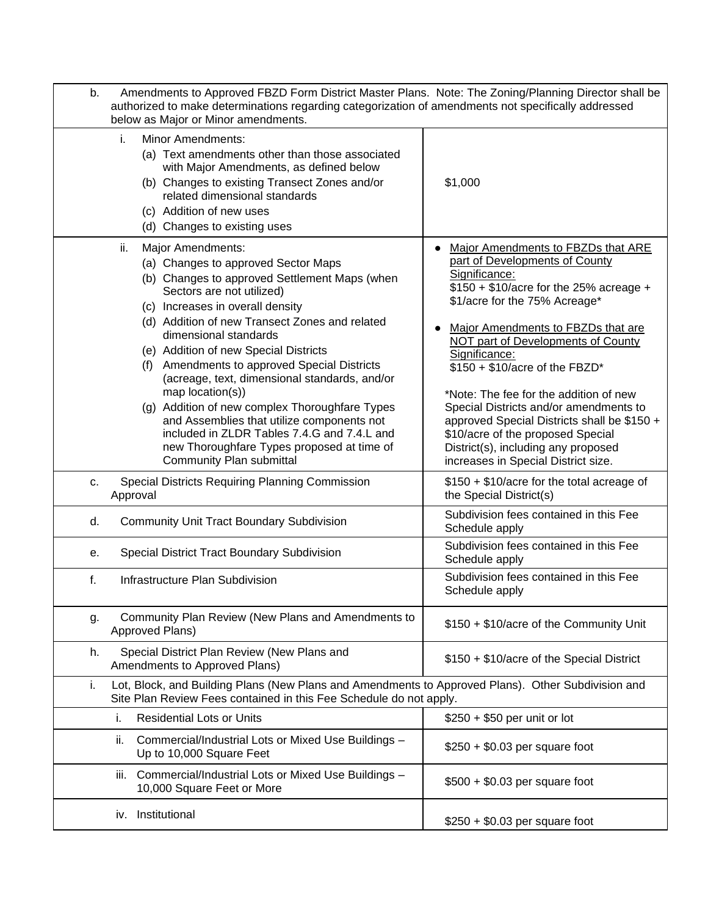| | |
|---|---|
| b. Amendments to Approved FBZD Form District Master Plans. Note: The Zoning/Planning Director shall be authorized to make determinations regarding categorization of amendments not specifically addressed below as Major or Minor amendments. | |
| i. Minor Amendments:<br>(a) Text amendments other than those associated with Major Amendments, as defined below<br>(b) Changes to existing Transect Zones and/or related dimensional standards<br>(c) Addition of new uses<br>(d) Changes to existing uses | $1,000 |
| ii. Major Amendments:<br>(a) Changes to approved Sector Maps<br>(b) Changes to approved Settlement Maps (when Sectors are not utilized)<br>(c) Increases in overall density<br>(d) Addition of new Transect Zones and related dimensional standards<br>(e) Addition of new Special Districts<br>(f) Amendments to approved Special Districts (acreage, text, dimensional standards, and/or map location(s))<br>(g) Addition of new complex Thoroughfare Types and Assemblies that utilize components not included in ZLDR Tables 7.4.G and 7.4.L and new Thoroughfare Types proposed at time of Community Plan submittal | • Major Amendments to FBZDs that ARE part of Developments of County Significance: $150 + $10/acre for the 25% acreage + $1/acre for the 75% Acreage*<br>• Major Amendments to FBZDs that are NOT part of Developments of County Significance: $150 + $10/acre of the FBZD*<br><br>*Note: The fee for the addition of new Special Districts and/or amendments to approved Special Districts shall be $150 + $10/acre of the proposed Special District(s), including any proposed increases in Special District size. |
| c. Special Districts Requiring Planning Commission Approval | $150 + $10/acre for the total acreage of the Special District(s) |
| d. Community Unit Tract Boundary Subdivision | Subdivision fees contained in this Fee Schedule apply |
| e. Special District Tract Boundary Subdivision | Subdivision fees contained in this Fee Schedule apply |
| f. Infrastructure Plan Subdivision | Subdivision fees contained in this Fee Schedule apply |
| g. Community Plan Review (New Plans and Amendments to Approved Plans) | $150 + $10/acre of the Community Unit |
| h. Special District Plan Review (New Plans and Amendments to Approved Plans) | $150 + $10/acre of the Special District |
| i. Lot, Block, and Building Plans (New Plans and Amendments to Approved Plans). Other Subdivision and Site Plan Review Fees contained in this Fee Schedule do not apply. | |
| i. Residential Lots or Units | $250 + $50 per unit or lot |
| ii. Commercial/Industrial Lots or Mixed Use Buildings – Up to 10,000 Square Feet | $250 + $0.03 per square foot |
| iii. Commercial/Industrial Lots or Mixed Use Buildings – 10,000 Square Feet or More | $500 + $0.03 per square foot |
| iv. Institutional | $250 + $0.03 per square foot |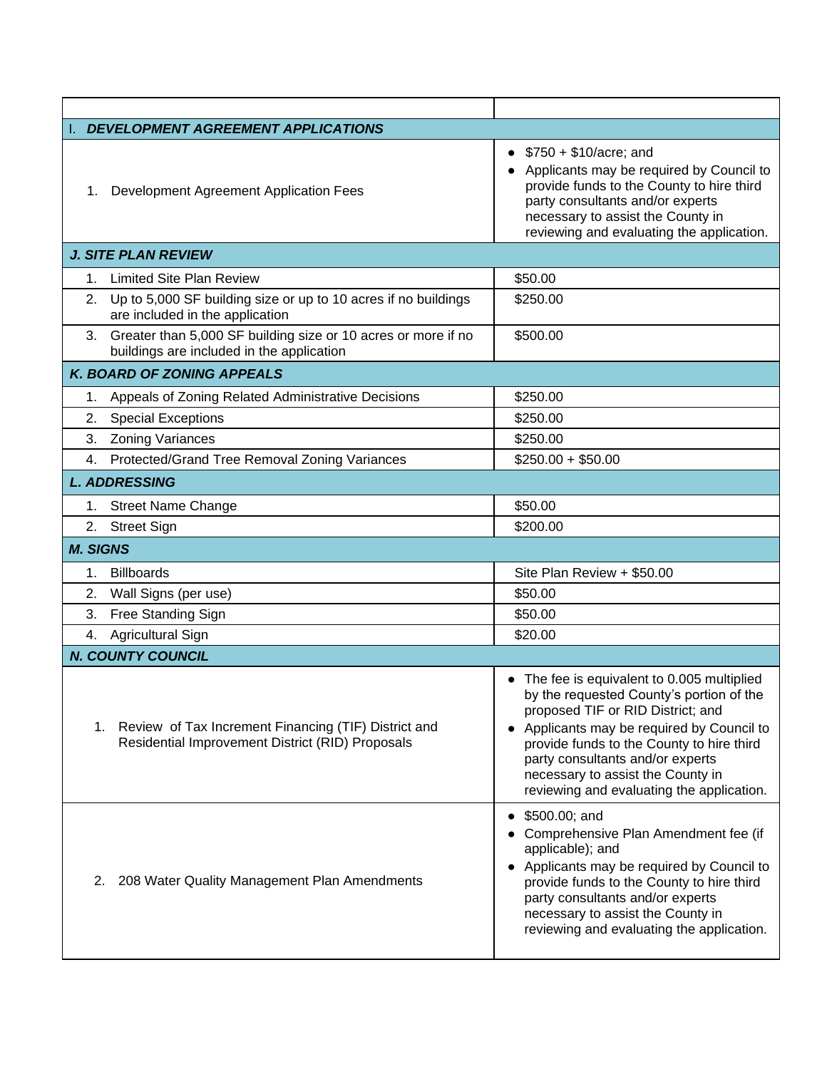| | |
|---|---|
| **I. *DEVELOPMENT AGREEMENT APPLICATIONS*** | |
| 1. Development Agreement Application Fees | • $750 + $10/acre; and<br>• Applicants may be required by Council to provide funds to the County to hire third party consultants and/or experts necessary to assist the County in reviewing and evaluating the application. |
| ***J. SITE PLAN REVIEW*** | |
| 1. Limited Site Plan Review | $50.00 |
| 2. Up to 5,000 SF building size or up to 10 acres if no buildings are included in the application | $250.00 |
| 3. Greater than 5,000 SF building size or 10 acres or more if no buildings are included in the application | $500.00 |
| ***K. BOARD OF ZONING APPEALS*** | |
| 1. Appeals of Zoning Related Administrative Decisions | $250.00 |
| 2. Special Exceptions | $250.00 |
| 3. Zoning Variances | $250.00 |
| 4. Protected/Grand Tree Removal Zoning Variances | $250.00 + $50.00 |
| ***L. ADDRESSING*** | |
| 1. Street Name Change | $50.00 |
| 2. Street Sign | $200.00 |
| ***M. SIGNS*** | |
| 1. Billboards | Site Plan Review + $50.00 |
| 2. Wall Signs (per use) | $50.00 |
| 3. Free Standing Sign | $50.00 |
| 4. Agricultural Sign | $20.00 |
| ***N. COUNTY COUNCIL*** | |
| 1. Review of Tax Increment Financing (TIF) District and Residential Improvement District (RID) Proposals | • The fee is equivalent to 0.005 multiplied by the requested County's portion of the proposed TIF or RID District; and<br>• Applicants may be required by Council to provide funds to the County to hire third party consultants and/or experts necessary to assist the County in reviewing and evaluating the application. |
| 2. 208 Water Quality Management Plan Amendments | • $500.00; and<br>• Comprehensive Plan Amendment fee (if applicable); and<br>• Applicants may be required by Council to provide funds to the County to hire third party consultants and/or experts necessary to assist the County in reviewing and evaluating the application. |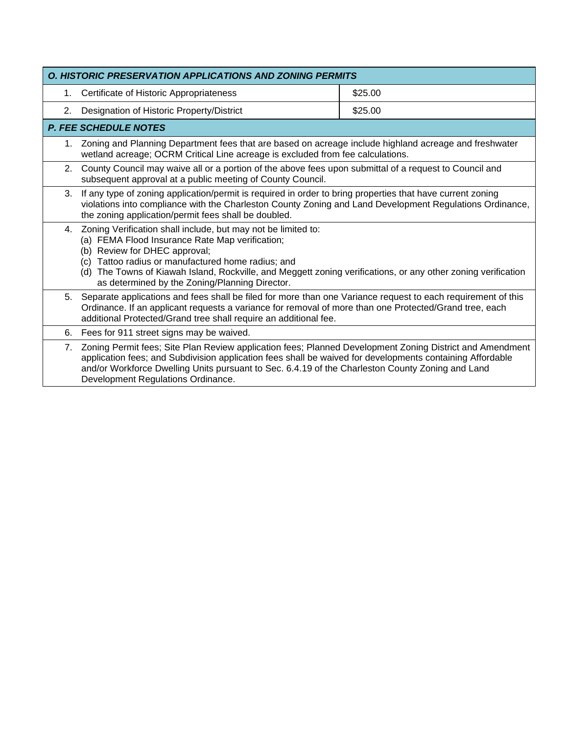| O. HISTORIC PRESERVATION APPLICATIONS AND ZONING PERMITS | |
| --- | --- |
| 1. Certificate of Historic Appropriateness | $25.00 |
| 2. Designation of Historic Property/District | $25.00 |

| P. FEE SCHEDULE NOTES |
| --- |
| 1. Zoning and Planning Department fees that are based on acreage include highland acreage and freshwater wetland acreage; OCRM Critical Line acreage is excluded from fee calculations. |
| 2. County Council may waive all or a portion of the above fees upon submittal of a request to Council and subsequent approval at a public meeting of County Council. |
| 3. If any type of zoning application/permit is required in order to bring properties that have current zoning violations into compliance with the Charleston County Zoning and Land Development Regulations Ordinance, the zoning application/permit fees shall be doubled. |
| 4. Zoning Verification shall include, but may not be limited to: (a) FEMA Flood Insurance Rate Map verification; (b) Review for DHEC approval; (c) Tattoo radius or manufactured home radius; and (d) The Towns of Kiawah Island, Rockville, and Meggett zoning verifications, or any other zoning verification as determined by the Zoning/Planning Director. |
| 5. Separate applications and fees shall be filed for more than one Variance request to each requirement of this Ordinance. If an applicant requests a variance for removal of more than one Protected/Grand tree, each additional Protected/Grand tree shall require an additional fee. |
| 6. Fees for 911 street signs may be waived. |
| 7. Zoning Permit fees; Site Plan Review application fees; Planned Development Zoning District and Amendment application fees; and Subdivision application fees shall be waived for developments containing Affordable and/or Workforce Dwelling Units pursuant to Sec. 6.4.19 of the Charleston County Zoning and Land Development Regulations Ordinance. |